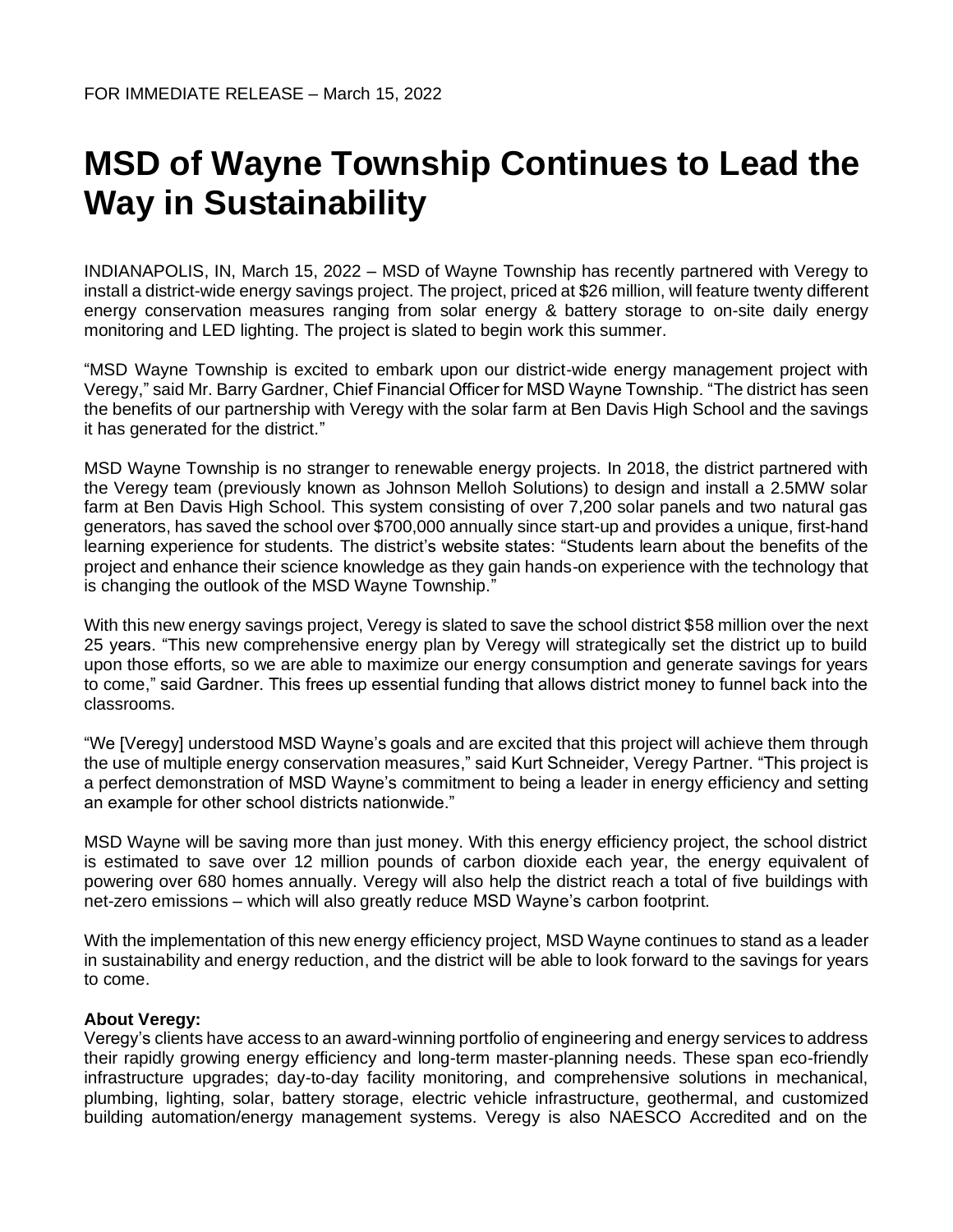FOR IMMEDIATE RELEASE – March 15, 2022

# MSD of Wayne Township Continues to Lead the Way in Sustainability

INDIANAPOLIS, IN, March 15, 2022 – MSD of Wayne Township has recently partnered with Veregy to install a district-wide energy savings project. The project, priced at $26 million, will feature twenty different energy conservation measures ranging from solar energy & battery storage to on-site daily energy monitoring and LED lighting. The project is slated to begin work this summer.

"MSD Wayne Township is excited to embark upon our district-wide energy management project with Veregy," said Mr. Barry Gardner, Chief Financial Officer for MSD Wayne Township. "The district has seen the benefits of our partnership with Veregy with the solar farm at Ben Davis High School and the savings it has generated for the district."

MSD Wayne Township is no stranger to renewable energy projects. In 2018, the district partnered with the Veregy team (previously known as Johnson Melloh Solutions) to design and install a 2.5MW solar farm at Ben Davis High School. This system consisting of over 7,200 solar panels and two natural gas generators, has saved the school over $700,000 annually since start-up and provides a unique, first-hand learning experience for students. The district's website states: "Students learn about the benefits of the project and enhance their science knowledge as they gain hands-on experience with the technology that is changing the outlook of the MSD Wayne Township."

With this new energy savings project, Veregy is slated to save the school district $58 million over the next 25 years. "This new comprehensive energy plan by Veregy will strategically set the district up to build upon those efforts, so we are able to maximize our energy consumption and generate savings for years to come," said Gardner. This frees up essential funding that allows district money to funnel back into the classrooms.

"We [Veregy] understood MSD Wayne's goals and are excited that this project will achieve them through the use of multiple energy conservation measures," said Kurt Schneider, Veregy Partner. "This project is a perfect demonstration of MSD Wayne's commitment to being a leader in energy efficiency and setting an example for other school districts nationwide."

MSD Wayne will be saving more than just money. With this energy efficiency project, the school district is estimated to save over 12 million pounds of carbon dioxide each year, the energy equivalent of powering over 680 homes annually. Veregy will also help the district reach a total of five buildings with net-zero emissions – which will also greatly reduce MSD Wayne's carbon footprint.

With the implementation of this new energy efficiency project, MSD Wayne continues to stand as a leader in sustainability and energy reduction, and the district will be able to look forward to the savings for years to come.

**About Veregy:**
Veregy's clients have access to an award-winning portfolio of engineering and energy services to address their rapidly growing energy efficiency and long-term master-planning needs. These span eco-friendly infrastructure upgrades; day-to-day facility monitoring, and comprehensive solutions in mechanical, plumbing, lighting, solar, battery storage, electric vehicle infrastructure, geothermal, and customized building automation/energy management systems. Veregy is also NAESCO Accredited and on the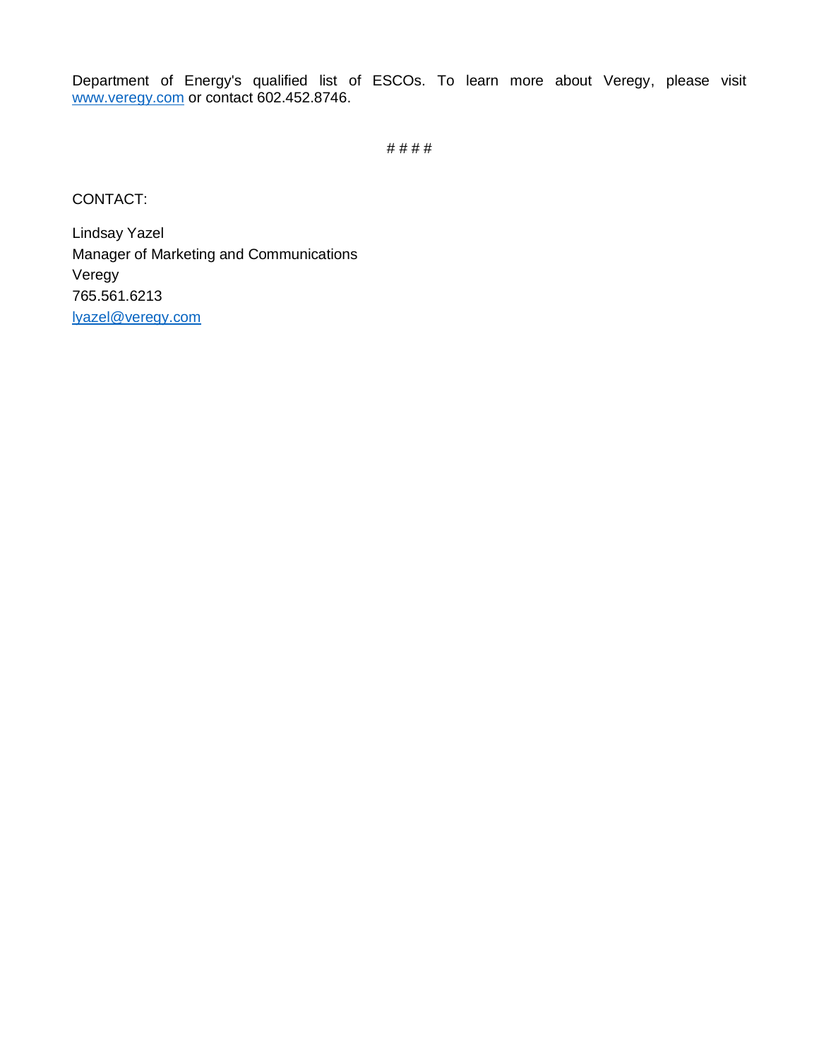Department of Energy's qualified list of ESCOs. To learn more about Veregy, please visit www.veregy.com or contact 602.452.8746.

# # # #

CONTACT:

Lindsay Yazel
Manager of Marketing and Communications
Veregy
765.561.6213
lyazel@veregy.com